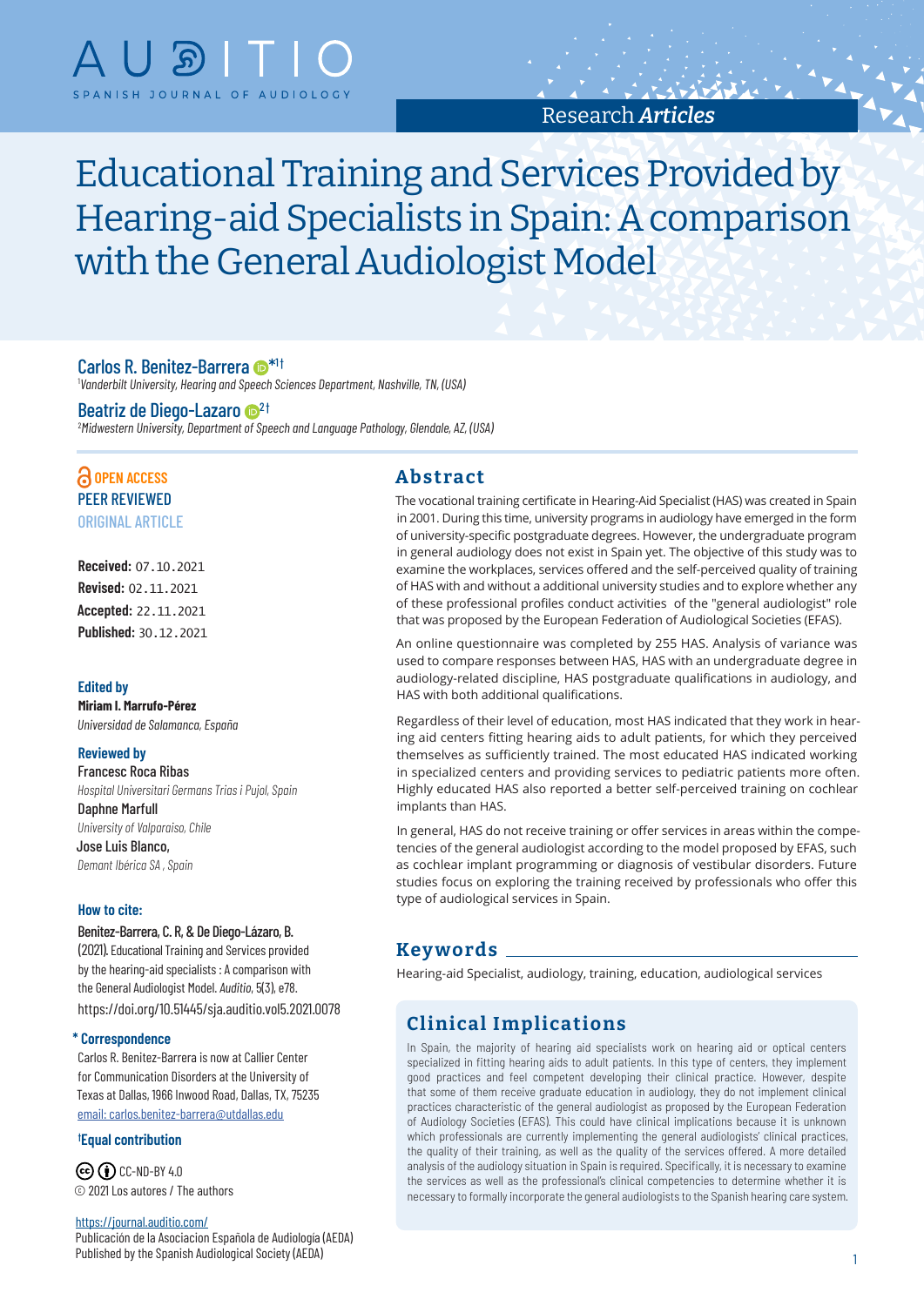# Educational Training and Services Provided by Hearing-aid Specialists in Spain: A comparison with the General Audiologist Model

**Carlos R. Benitez-Barrera** *[1]†
[1] *Vanderbilt University, Hearing and Speech Sciences Department, Nashville, TN, (USA)*

**Beatriz de Diego-Lazaro** [2]†
[2] *Midwestern University, Department of Speech and Language Pathology, Glendale, AZ, (USA)*

**OPEN ACCESS**
PEER REVIEWED
ORIGINAL ARTICLE

**Received:** 07.10.2021
**Revised:** 02.11.2021
**Accepted:** 22.11.2021
**Published:** 30.12.2021

**Edited by**
**Miriam I. Marrufo-Pérez**
*Universidad de Salamanca, España*

**Reviewed by**
Francesc Roca Ribas
*Hospital Universitari Germans Trias i Pujol, Spain*
Daphne Marfull
*University of Valparaiso, Chile*
Jose Luis Blanco,
*Demant Ibérica SA , Spain*

**How to cite:**
Benitez-Barrera, C. R, & De Diego-Lázaro, B. (2021). Educational Training and Services provided by the hearing-aid specialists : A comparison with the General Audiologist Model. *Auditio*, 5(3), e78. https://doi.org/10.51445/sja.auditio.vol5.2021.0078

**\* Correspondence**
Carlos R. Benitez-Barrera is now at Callier Center for Communication Disorders at the University of Texas at Dallas, 1966 Inwood Road, Dallas, TX, 75235
email: carlos.benitez-barrera@utdallas.edu

**†Equal contribution**

CC-ND-BY 4.0
© 2021 Los autores / The authors

https://journal.auditio.com/
Publicación de la Asociacion Española de Audiología (AEDA)
Published by the Spanish Audiological Society (AEDA)

## Abstract

The vocational training certificate in Hearing-Aid Specialist (HAS) was created in Spain in 2001. During this time, university programs in audiology have emerged in the form of university-specific postgraduate degrees. However, the undergraduate program in general audiology does not exist in Spain yet. The objective of this study was to examine the workplaces, services offered and the self-perceived quality of training of HAS with and without a additional university studies and to explore whether any of these professional profiles conduct activities of the "general audiologist" role that was proposed by the European Federation of Audiological Societies (EFAS).

An online questionnaire was completed by 255 HAS. Analysis of variance was used to compare responses between HAS, HAS with an undergraduate degree in audiology-related discipline, HAS postgraduate qualifications in audiology, and HAS with both additional qualifications.

Regardless of their level of education, most HAS indicated that they work in hearing aid centers fitting hearing aids to adult patients, for which they perceived themselves as sufficiently trained. The most educated HAS indicated working in specialized centers and providing services to pediatric patients more often. Highly educated HAS also reported a better self-perceived training on cochlear implants than HAS.

In general, HAS do not receive training or offer services in areas within the competencies of the general audiologist according to the model proposed by EFAS, such as cochlear implant programming or diagnosis of vestibular disorders. Future studies focus on exploring the training received by professionals who offer this type of audiological services in Spain.

## Keywords

Hearing-aid Specialist, audiology, training, education, audiological services

## Clinical Implications

In Spain, the majority of hearing aid specialists work on hearing aid or optical centers specialized in fitting hearing aids to adult patients. In this type of centers, they implement good practices and feel competent developing their clinical practice. However, despite that some of them receive graduate education in audiology, they do not implement clinical practices characteristic of the general audiologist as proposed by the European Federation of Audiology Societies (EFAS). This could have clinical implications because it is unknown which professionals are currently implementing the general audiologists' clinical practices, the quality of their training, as well as the quality of the services offered. A more detailed analysis of the audiology situation in Spain is required. Specifically, it is necessary to examine the services as well as the professional's clinical competencies to determine whether it is necessary to formally incorporate the general audiologists to the Spanish hearing care system.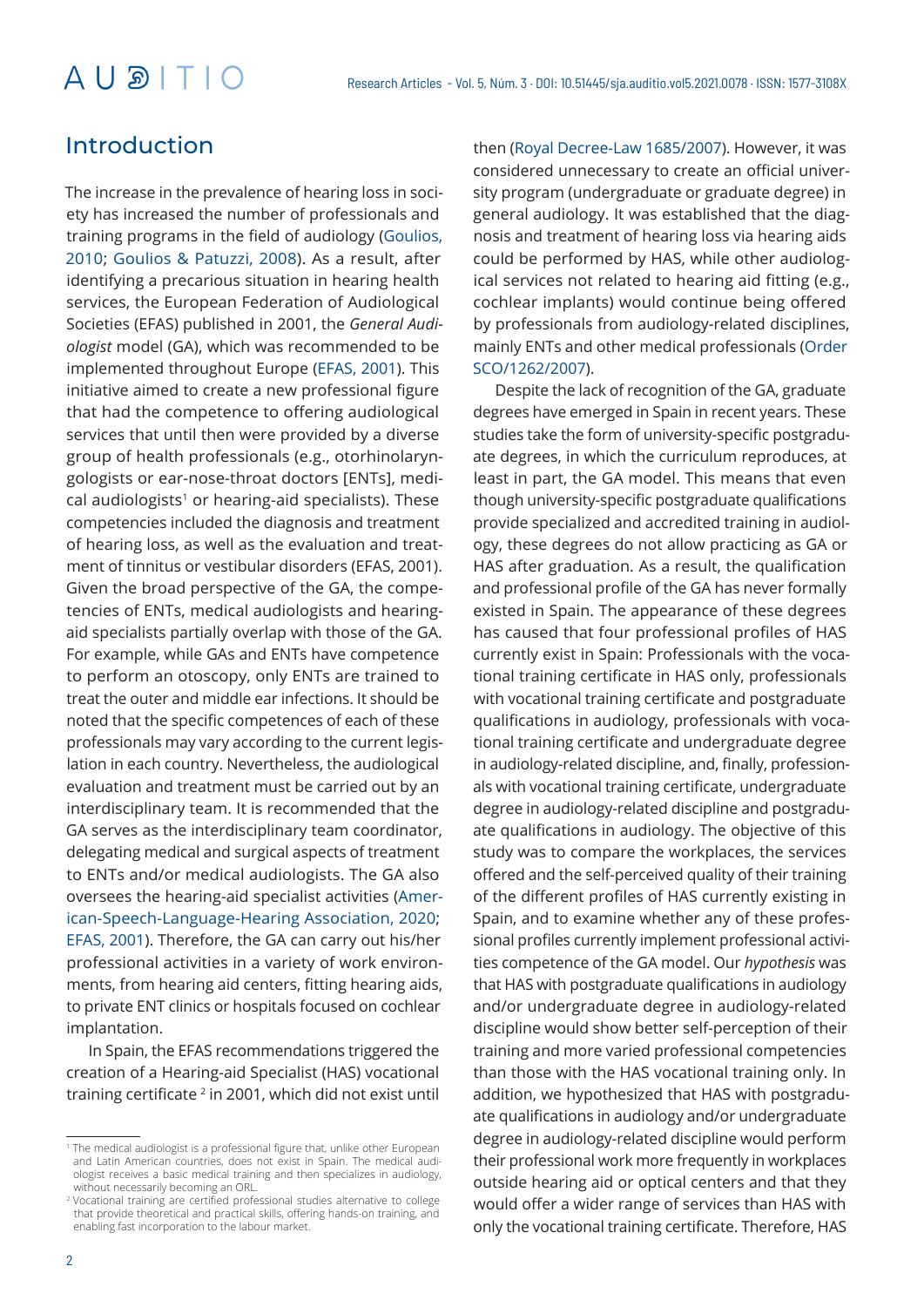## Introduction

The increase in the prevalence of hearing loss in society has increased the number of professionals and training programs in the field of audiology (Goulios, 2010; Goulios & Patuzzi, 2008). As a result, after identifying a precarious situation in hearing health services, the European Federation of Audiological Societies (EFAS) published in 2001, the *General Audiologist* model (GA), which was recommended to be implemented throughout Europe (EFAS, 2001). This initiative aimed to create a new professional figure that had the competence to offering audiological services that until then were provided by a diverse group of health professionals (e.g., otorhinolaryngologists or ear-nose-throat doctors [ENTs], medical audiologists[1] or hearing-aid specialists). These competencies included the diagnosis and treatment of hearing loss, as well as the evaluation and treatment of tinnitus or vestibular disorders (EFAS, 2001). Given the broad perspective of the GA, the competencies of ENTs, medical audiologists and hearing-aid specialists partially overlap with those of the GA. For example, while GAs and ENTs have competence to perform an otoscopy, only ENTs are trained to treat the outer and middle ear infections. It should be noted that the specific competences of each of these professionals may vary according to the current legislation in each country. Nevertheless, the audiological evaluation and treatment must be carried out by an interdisciplinary team. It is recommended that the GA serves as the interdisciplinary team coordinator, delegating medical and surgical aspects of treatment to ENTs and/or medical audiologists. The GA also oversees the hearing-aid specialist activities (American-Speech-Language-Hearing Association, 2020; EFAS, 2001). Therefore, the GA can carry out his/her professional activities in a variety of work environments, from hearing aid centers, fitting hearing aids, to private ENT clinics or hospitals focused on cochlear implantation.

In Spain, the EFAS recommendations triggered the creation of a Hearing-aid Specialist (HAS) vocational training certificate [2] in 2001, which did not exist until then (Royal Decree-Law 1685/2007). However, it was considered unnecessary to create an official university program (undergraduate or graduate degree) in general audiology. It was established that the diagnosis and treatment of hearing loss via hearing aids could be performed by HAS, while other audiological services not related to hearing aid fitting (e.g., cochlear implants) would continue being offered by professionals from audiology-related disciplines, mainly ENTs and other medical professionals (Order SCO/1262/2007).

Despite the lack of recognition of the GA, graduate degrees have emerged in Spain in recent years. These studies take the form of university-specific postgraduate degrees, in which the curriculum reproduces, at least in part, the GA model. This means that even though university-specific postgraduate qualifications provide specialized and accredited training in audiology, these degrees do not allow practicing as GA or HAS after graduation. As a result, the qualification and professional profile of the GA has never formally existed in Spain. The appearance of these degrees has caused that four professional profiles of HAS currently exist in Spain: Professionals with the vocational training certificate in HAS only, professionals with vocational training certificate and postgraduate qualifications in audiology, professionals with vocational training certificate and undergraduate degree in audiology-related discipline, and, finally, professionals with vocational training certificate, undergraduate degree in audiology-related discipline and postgraduate qualifications in audiology. The objective of this study was to compare the workplaces, the services offered and the self-perceived quality of their training of the different profiles of HAS currently existing in Spain, and to examine whether any of these professional profiles currently implement professional activities competence of the GA model. Our *hypothesis* was that HAS with postgraduate qualifications in audiology and/or undergraduate degree in audiology-related discipline would show better self-perception of their training and more varied professional competencies than those with the HAS vocational training only. In addition, we hypothesized that HAS with postgraduate qualifications in audiology and/or undergraduate degree in audiology-related discipline would perform their professional work more frequently in workplaces outside hearing aid or optical centers and that they would offer a wider range of services than HAS with only the vocational training certificate. Therefore, HAS

---

[1] The medical audiologist is a professional figure that, unlike other European and Latin American countries, does not exist in Spain. The medical audiologist receives a basic medical training and then specializes in audiology, without necessarily becoming an ORL.

[2] Vocational training are certified professional studies alternative to college that provide theoretical and practical skills, offering hands-on training, and enabling fast incorporation to the labour market.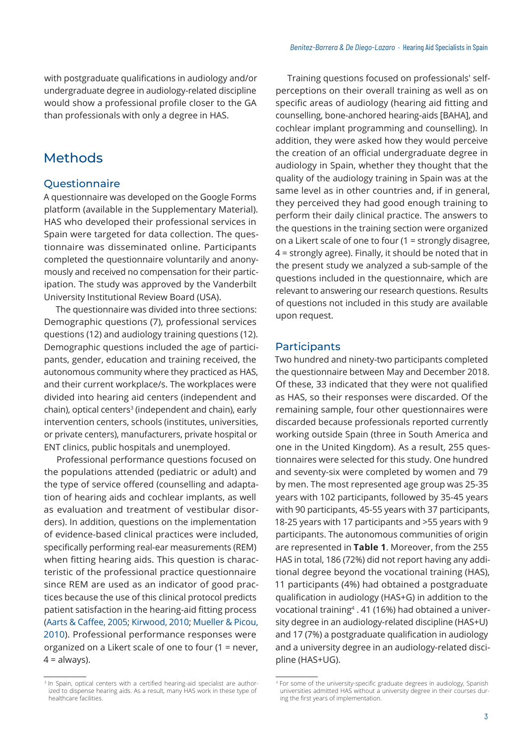with postgraduate qualifications in audiology and/or undergraduate degree in audiology-related discipline would show a professional profile closer to the GA than professionals with only a degree in HAS.

## Methods

### Questionnaire

A questionnaire was developed on the Google Forms platform (available in the Supplementary Material). HAS who developed their professional services in Spain were targeted for data collection. The questionnaire was disseminated online. Participants completed the questionnaire voluntarily and anonymously and received no compensation for their participation. The study was approved by the Vanderbilt University Institutional Review Board (USA).

The questionnaire was divided into three sections: Demographic questions (7), professional services questions (12) and audiology training questions (12). Demographic questions included the age of participants, gender, education and training received, the autonomous community where they practiced as HAS, and their current workplace/s. The workplaces were divided into hearing aid centers (independent and chain), optical centers[3] (independent and chain), early intervention centers, schools (institutes, universities, or private centers), manufacturers, private hospital or ENT clinics, public hospitals and unemployed.

Professional performance questions focused on the populations attended (pediatric or adult) and the type of service offered (counselling and adaptation of hearing aids and cochlear implants, as well as evaluation and treatment of vestibular disorders). In addition, questions on the implementation of evidence-based clinical practices were included, specifically performing real-ear measurements (REM) when fitting hearing aids. This question is characteristic of the professional practice questionnaire since REM are used as an indicator of good practices because the use of this clinical protocol predicts patient satisfaction in the hearing-aid fitting process (Aarts & Caffee, 2005; Kirwood, 2010; Mueller & Picou, 2010). Professional performance responses were organized on a Likert scale of one to four (1 = never, 4 = always).

Training questions focused on professionals' self-perceptions on their overall training as well as on specific areas of audiology (hearing aid fitting and counselling, bone-anchored hearing-aids [BAHA], and cochlear implant programming and counselling). In addition, they were asked how they would perceive the creation of an official undergraduate degree in audiology in Spain, whether they thought that the quality of the audiology training in Spain was at the same level as in other countries and, if in general, they perceived they had good enough training to perform their daily clinical practice. The answers to the questions in the training section were organized on a Likert scale of one to four (1 = strongly disagree, 4 = strongly agree). Finally, it should be noted that in the present study we analyzed a sub-sample of the questions included in the questionnaire, which are relevant to answering our research questions. Results of questions not included in this study are available upon request.

### Participants

Two hundred and ninety-two participants completed the questionnaire between May and December 2018. Of these, 33 indicated that they were not qualified as HAS, so their responses were discarded. Of the remaining sample, four other questionnaires were discarded because professionals reported currently working outside Spain (three in South America and one in the United Kingdom). As a result, 255 questionnaires were selected for this study. One hundred and seventy-six were completed by women and 79 by men. The most represented age group was 25-35 years with 102 participants, followed by 35-45 years with 90 participants, 45-55 years with 37 participants, 18-25 years with 17 participants and >55 years with 9 participants. The autonomous communities of origin are represented in **Table 1**. Moreover, from the 255 HAS in total, 186 (72%) did not report having any additional degree beyond the vocational training (HAS), 11 participants (4%) had obtained a postgraduate qualification in audiology (HAS+G) in addition to the vocational training[4] . 41 (16%) had obtained a university degree in an audiology-related discipline (HAS+U) and 17 (7%) a postgraduate qualification in audiology and a university degree in an audiology-related discipline (HAS+UG).

---

[3] In Spain, optical centers with a certified hearing-aid specialist are authorized to dispense hearing aids. As a result, many HAS work in these type of healthcare facilities.

[4] For some of the university-specific graduate degrees in audiology, Spanish universities admitted HAS without a university degree in their courses during the first years of implementation.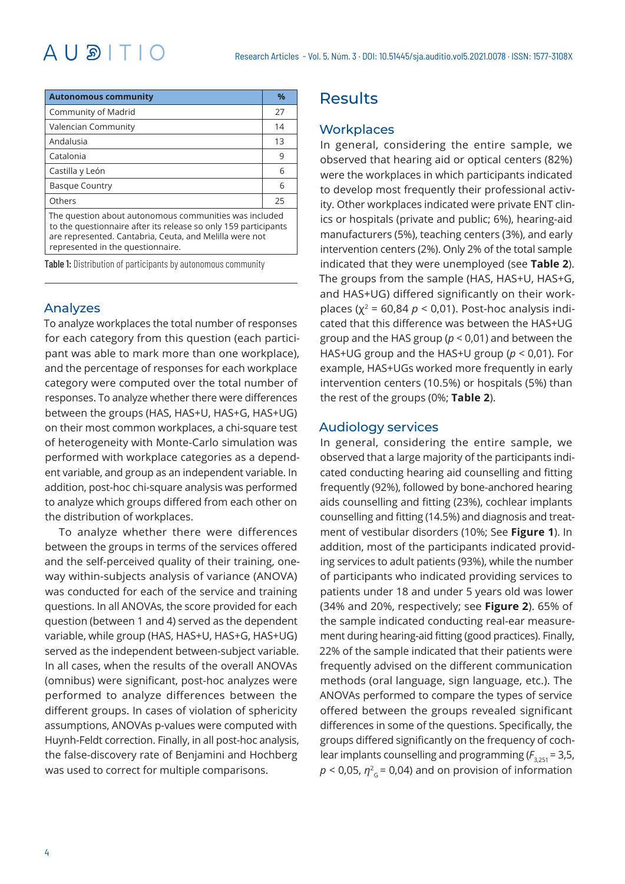| Autonomous community | % |
|---|---|
| Community of Madrid | 27 |
| Valencian Community | 14 |
| Andalusia | 13 |
| Catalonia | 9 |
| Castilla y León | 6 |
| Basque Country | 6 |
| Others | 25 |
| The question about autonomous communities was included to the questionnaire after its release so only 159 participants are represented. Cantabria, Ceuta, and Melilla were not represented in the questionnaire. | |

**Table 1:** Distribution of participants by autonomous community

## Analyzes

To analyze workplaces the total number of responses for each category from this question (each participant was able to mark more than one workplace), and the percentage of responses for each workplace category were computed over the total number of responses. To analyze whether there were differences between the groups (HAS, HAS+U, HAS+G, HAS+UG) on their most common workplaces, a chi-square test of heterogeneity with Monte-Carlo simulation was performed with workplace categories as a dependent variable, and group as an independent variable. In addition, post-hoc chi-square analysis was performed to analyze which groups differed from each other on the distribution of workplaces.

To analyze whether there were differences between the groups in terms of the services offered and the self-perceived quality of their training, one-way within-subjects analysis of variance (ANOVA) was conducted for each of the service and training questions. In all ANOVAs, the score provided for each question (between 1 and 4) served as the dependent variable, while group (HAS, HAS+U, HAS+G, HAS+UG) served as the independent between-subject variable. In all cases, when the results of the overall ANOVAs (omnibus) were significant, post-hoc analyzes were performed to analyze differences between the different groups. In cases of violation of sphericity assumptions, ANOVAs p-values were computed with Huynh-Feldt correction. Finally, in all post-hoc analysis, the false-discovery rate of Benjamini and Hochberg was used to correct for multiple comparisons.

# Results

## Workplaces

In general, considering the entire sample, we observed that hearing aid or optical centers (82%) were the workplaces in which participants indicated to develop most frequently their professional activity. Other workplaces indicated were private ENT clinics or hospitals (private and public; 6%), hearing-aid manufacturers (5%), teaching centers (3%), and early intervention centers (2%). Only 2% of the total sample indicated that they were unemployed (see **Table 2**). The groups from the sample (HAS, HAS+U, HAS+G, and HAS+UG) differed significantly on their workplaces ($\chi^2$ = 60,84 $p$ < 0,01). Post-hoc analysis indicated that this difference was between the HAS+UG group and the HAS group ($p$ < 0,01) and between the HAS+UG group and the HAS+U group ($p$ < 0,01). For example, HAS+UGs worked more frequently in early intervention centers (10.5%) or hospitals (5%) than the rest of the groups (0%; **Table 2**).

## Audiology services

In general, considering the entire sample, we observed that a large majority of the participants indicated conducting hearing aid counselling and fitting frequently (92%), followed by bone-anchored hearing aids counselling and fitting (23%), cochlear implants counselling and fitting (14.5%) and diagnosis and treatment of vestibular disorders (10%; See **Figure 1**). In addition, most of the participants indicated providing services to adult patients (93%), while the number of participants who indicated providing services to patients under 18 and under 5 years old was lower (34% and 20%, respectively; see **Figure 2**). 65% of the sample indicated conducting real-ear measurement during hearing-aid fitting (good practices). Finally, 22% of the sample indicated that their patients were frequently advised on the different communication methods (oral language, sign language, etc.). The ANOVAs performed to compare the types of service offered between the groups revealed significant differences in some of the questions. Specifically, the groups differed significantly on the frequency of cochlear implants counselling and programming ($F_{3,251}$ = 3,5, $p$ < 0,05, $\eta^2_G$ = 0,04) and on provision of information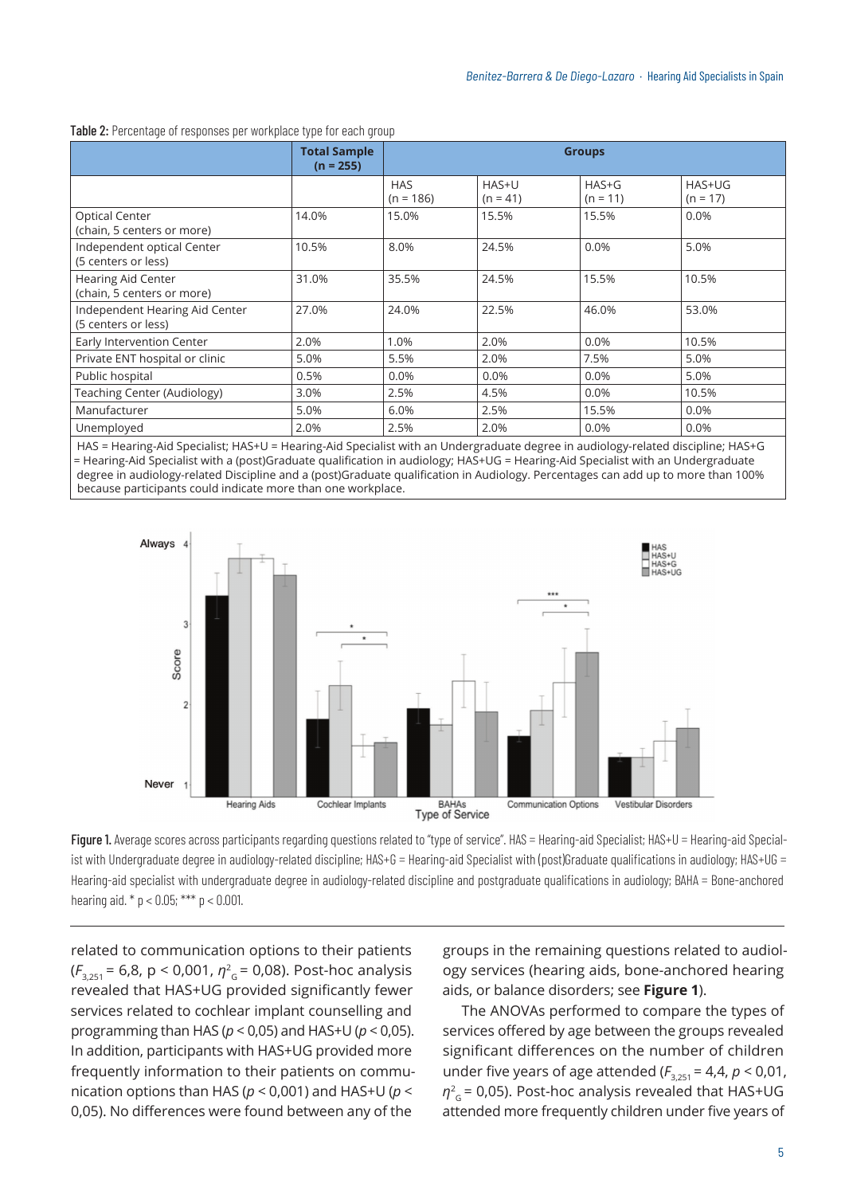**Table 2:** Percentage of responses per workplace type for each group

| | Total Sample (n = 255) | Groups | | | |
|---|---|---|---|---|---|
| | | HAS (n = 186) | HAS+U (n = 41) | HAS+G (n = 11) | HAS+UG (n = 17) |
| Optical Center (chain, 5 centers or more) | 14.0% | 15.0% | 15.5% | 15.5% | 0.0% |
| Independent optical Center (5 centers or less) | 10.5% | 8.0% | 24.5% | 0.0% | 5.0% |
| Hearing Aid Center (chain, 5 centers or more) | 31.0% | 35.5% | 24.5% | 15.5% | 10.5% |
| Independent Hearing Aid Center (5 centers or less) | 27.0% | 24.0% | 22.5% | 46.0% | 53.0% |
| Early Intervention Center | 2.0% | 1.0% | 2.0% | 0.0% | 10.5% |
| Private ENT hospital or clinic | 5.0% | 5.5% | 2.0% | 7.5% | 5.0% |
| Public hospital | 0.5% | 0.0% | 0.0% | 0.0% | 5.0% |
| Teaching Center (Audiology) | 3.0% | 2.5% | 4.5% | 0.0% | 10.5% |
| Manufacturer | 5.0% | 6.0% | 2.5% | 15.5% | 0.0% |
| Unemployed | 2.0% | 2.5% | 2.0% | 0.0% | 0.0% |

HAS = Hearing-Aid Specialist; HAS+U = Hearing-Aid Specialist with an Undergraduate degree in audiology-related discipline; HAS+G = Hearing-Aid Specialist with a (post)Graduate qualification in audiology; HAS+UG = Hearing-Aid Specialist with an Undergraduate degree in audiology-related Discipline and a (post)Graduate qualification in Audiology. Percentages can add up to more than 100% because participants could indicate more than one workplace.

**Figure 1.** Average scores across participants regarding questions related to "type of service". HAS = Hearing-aid Specialist; HAS+U = Hearing-aid Specialist with Undergraduate degree in audiology-related discipline; HAS+G = Hearing-aid Specialist with (post)Graduate qualifications in audiology; HAS+UG = Hearing-aid specialist with undergraduate degree in audiology-related discipline and postgraduate qualifications in audiology; BAHA = Bone-anchored hearing aid. * p < 0.05; *** p < 0.001.

related to communication options to their patients ($F_{3,251}$ = 6,8, p < 0,001, $\eta^2_G$ = 0,08). Post-hoc analysis revealed that HAS+UG provided significantly fewer services related to cochlear implant counselling and programming than HAS ($p$ < 0,05) and HAS+U ($p$ < 0,05). In addition, participants with HAS+UG provided more frequently information to their patients on communication options than HAS ($p$ < 0,001) and HAS+U ($p$ < 0,05). No differences were found between any of the groups in the remaining questions related to audiology services (hearing aids, bone-anchored hearing aids, or balance disorders; see **Figure 1**).

The ANOVAs performed to compare the types of services offered by age between the groups revealed significant differences on the number of children under five years of age attended ($F_{3,251}$ = 4,4, $p$ < 0,01, $\eta^2_G$ = 0,05). Post-hoc analysis revealed that HAS+UG attended more frequently children under five years of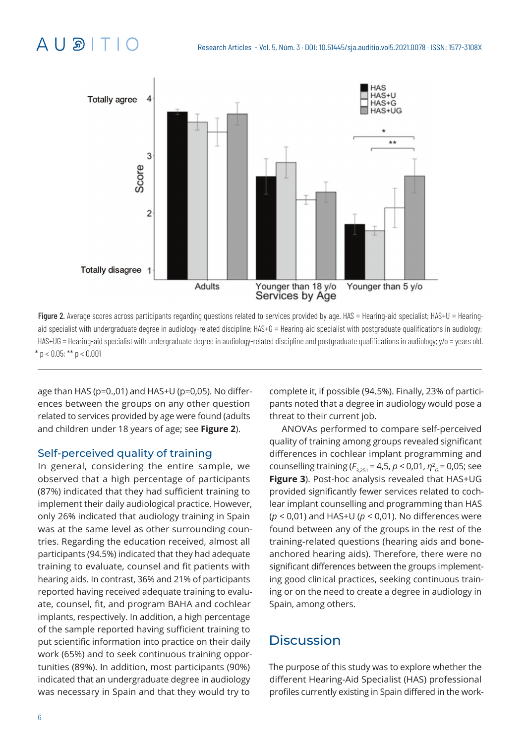Figure 2. Average scores across participants regarding questions related to services provided by age. HAS = Hearing-aid specialist; HAS+U = Hearing-aid specialist with undergraduate degree in audiology-related discipline; HAS+G = Hearing-aid specialist with postgraduate qualifications in audiology; HAS+UG = Hearing-aid specialist with undergraduate degree in audiology-related discipline and postgraduate qualifications in audiology; y/o = years old. * p < 0.05; ** p < 0.001

age than HAS (p=0.,01) and HAS+U (p=0,05). No differences between the groups on any other question related to services provided by age were found (adults and children under 18 years of age; see **Figure 2**).

## Self-perceived quality of training

In general, considering the entire sample, we observed that a high percentage of participants (87%) indicated that they had sufficient training to implement their daily audiological practice. However, only 26% indicated that audiology training in Spain was at the same level as other surrounding countries. Regarding the education received, almost all participants (94.5%) indicated that they had adequate training to evaluate, counsel and fit patients with hearing aids. In contrast, 36% and 21% of participants reported having received adequate training to evaluate, counsel, fit, and program BAHA and cochlear implants, respectively. In addition, a high percentage of the sample reported having sufficient training to put scientific information into practice on their daily work (65%) and to seek continuous training opportunities (89%). In addition, most participants (90%) indicated that an undergraduate degree in audiology was necessary in Spain and that they would try to complete it, if possible (94.5%). Finally, 23% of participants noted that a degree in audiology would pose a threat to their current job.

ANOVAs performed to compare self-perceived quality of training among groups revealed significant differences in cochlear implant programming and counselling training ($F_{3,251} = 4{,}5$, $p < 0{,}01$, $\eta^2_G = 0{,}05$; see **Figure 3**). Post-hoc analysis revealed that HAS+UG provided significantly fewer services related to cochlear implant counselling and programming than HAS ($p < 0{,}01$) and HAS+U ($p < 0{,}01$). No differences were found between any of the groups in the rest of the training-related questions (hearing aids and bone-anchored hearing aids). Therefore, there were no significant differences between the groups implementing good clinical practices, seeking continuous training or on the need to create a degree in audiology in Spain, among others.

# Discussion

The purpose of this study was to explore whether the different Hearing-Aid Specialist (HAS) professional profiles currently existing in Spain differed in the work-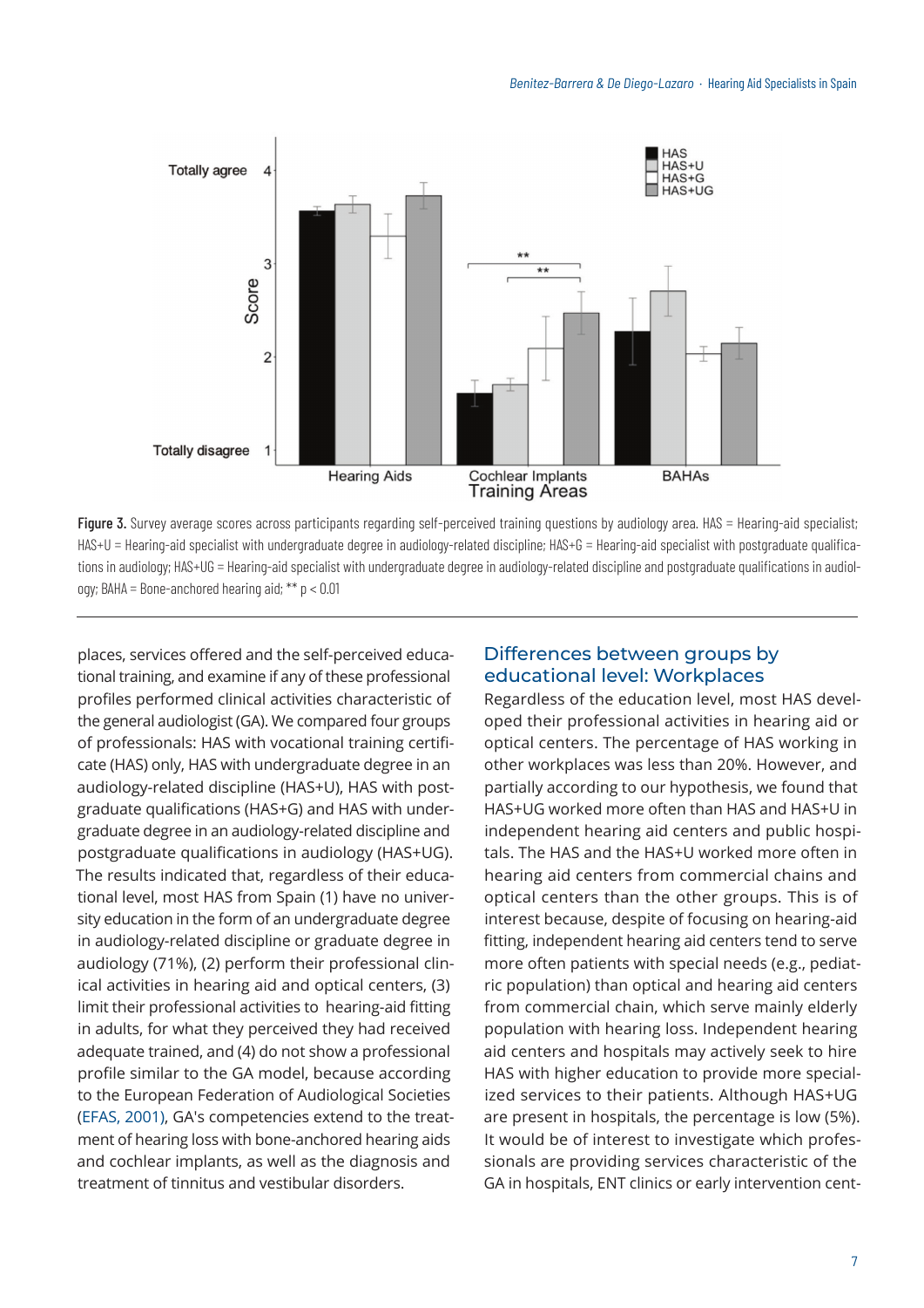**Figure 3.** Survey average scores across participants regarding self-perceived training questions by audiology area. HAS = Hearing-aid specialist; HAS+U = Hearing-aid specialist with undergraduate degree in audiology-related discipline; HAS+G = Hearing-aid specialist with postgraduate qualifications in audiology; HAS+UG = Hearing-aid specialist with undergraduate degree in audiology-related discipline and postgraduate qualifications in audiology; BAHA = Bone-anchored hearing aid; ** $p < 0.01$

places, services offered and the self-perceived educational training, and examine if any of these professional profiles performed clinical activities characteristic of the general audiologist (GA). We compared four groups of professionals: HAS with vocational training certificate (HAS) only, HAS with undergraduate degree in an audiology-related discipline (HAS+U), HAS with postgraduate qualifications (HAS+G) and HAS with undergraduate degree in an audiology-related discipline and postgraduate qualifications in audiology (HAS+UG). The results indicated that, regardless of their educational level, most HAS from Spain (1) have no university education in the form of an undergraduate degree in audiology-related discipline or graduate degree in audiology (71%), (2) perform their professional clinical activities in hearing aid and optical centers, (3) limit their professional activities to hearing-aid fitting in adults, for what they perceived they had received adequate trained, and (4) do not show a professional profile similar to the GA model, because according to the European Federation of Audiological Societies (EFAS, 2001), GA's competencies extend to the treatment of hearing loss with bone-anchored hearing aids and cochlear implants, as well as the diagnosis and treatment of tinnitus and vestibular disorders.

## Differences between groups by educational level: Workplaces

Regardless of the education level, most HAS developed their professional activities in hearing aid or optical centers. The percentage of HAS working in other workplaces was less than 20%. However, and partially according to our hypothesis, we found that HAS+UG worked more often than HAS and HAS+U in independent hearing aid centers and public hospitals. The HAS and the HAS+U worked more often in hearing aid centers from commercial chains and optical centers than the other groups. This is of interest because, despite of focusing on hearing-aid fitting, independent hearing aid centers tend to serve more often patients with special needs (e.g., pediatric population) than optical and hearing aid centers from commercial chain, which serve mainly elderly population with hearing loss. Independent hearing aid centers and hospitals may actively seek to hire HAS with higher education to provide more specialized services to their patients. Although HAS+UG are present in hospitals, the percentage is low (5%). It would be of interest to investigate which professionals are providing services characteristic of the GA in hospitals, ENT clinics or early intervention cent-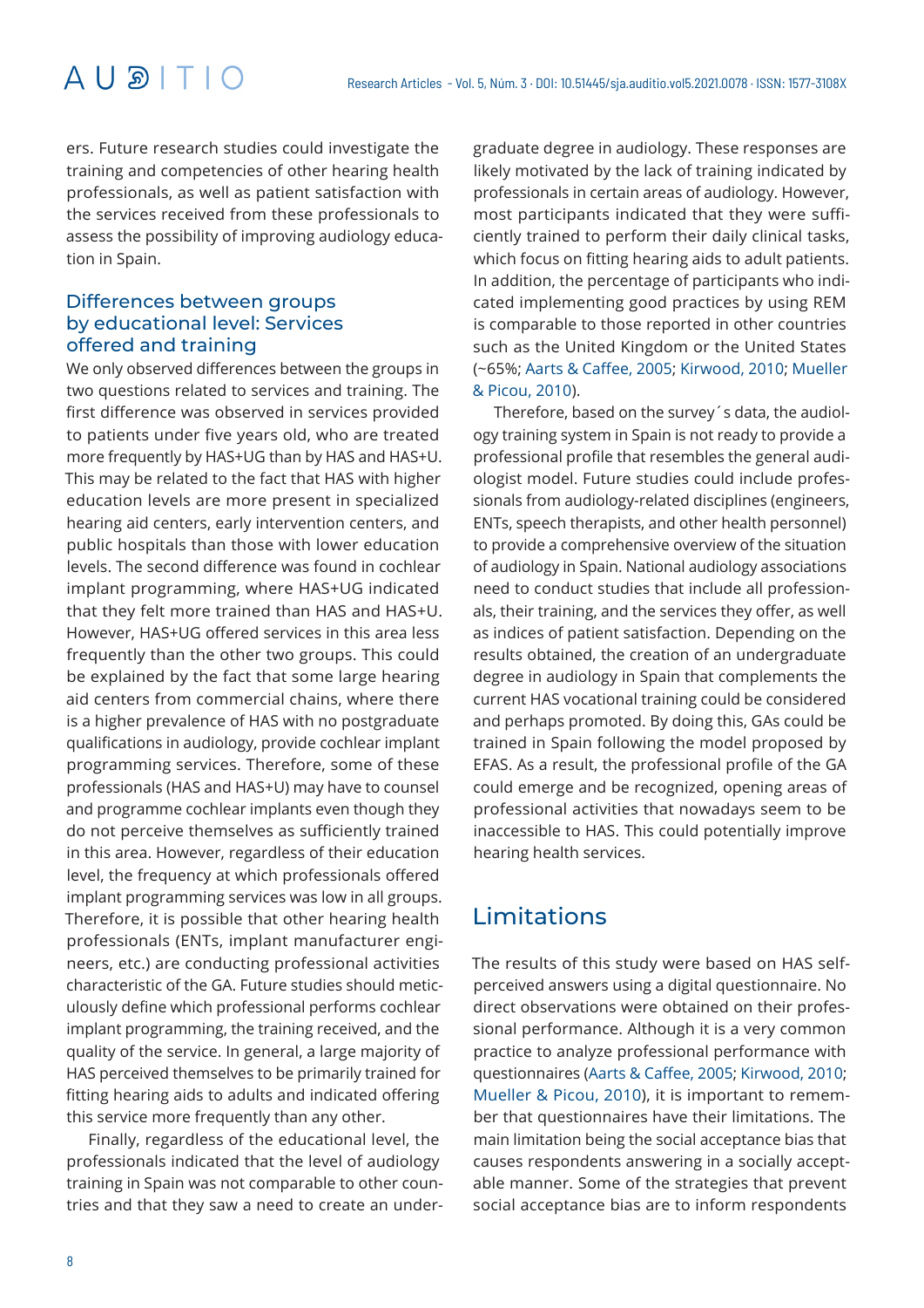ers. Future research studies could investigate the training and competencies of other hearing health professionals, as well as patient satisfaction with the services received from these professionals to assess the possibility of improving audiology education in Spain.

### Differences between groups by educational level: Services offered and training

We only observed differences between the groups in two questions related to services and training. The first difference was observed in services provided to patients under five years old, who are treated more frequently by HAS+UG than by HAS and HAS+U. This may be related to the fact that HAS with higher education levels are more present in specialized hearing aid centers, early intervention centers, and public hospitals than those with lower education levels. The second difference was found in cochlear implant programming, where HAS+UG indicated that they felt more trained than HAS and HAS+U. However, HAS+UG offered services in this area less frequently than the other two groups. This could be explained by the fact that some large hearing aid centers from commercial chains, where there is a higher prevalence of HAS with no postgraduate qualifications in audiology, provide cochlear implant programming services. Therefore, some of these professionals (HAS and HAS+U) may have to counsel and programme cochlear implants even though they do not perceive themselves as sufficiently trained in this area. However, regardless of their education level, the frequency at which professionals offered implant programming services was low in all groups. Therefore, it is possible that other hearing health professionals (ENTs, implant manufacturer engineers, etc.) are conducting professional activities characteristic of the GA. Future studies should meticulously define which professional performs cochlear implant programming, the training received, and the quality of the service. In general, a large majority of HAS perceived themselves to be primarily trained for fitting hearing aids to adults and indicated offering this service more frequently than any other.

Finally, regardless of the educational level, the professionals indicated that the level of audiology training in Spain was not comparable to other countries and that they saw a need to create an undergraduate degree in audiology. These responses are likely motivated by the lack of training indicated by professionals in certain areas of audiology. However, most participants indicated that they were sufficiently trained to perform their daily clinical tasks, which focus on fitting hearing aids to adult patients. In addition, the percentage of participants who indicated implementing good practices by using REM is comparable to those reported in other countries such as the United Kingdom or the United States (~65%; Aarts & Caffee, 2005; Kirwood, 2010; Mueller & Picou, 2010).

Therefore, based on the survey´s data, the audiology training system in Spain is not ready to provide a professional profile that resembles the general audiologist model. Future studies could include professionals from audiology-related disciplines (engineers, ENTs, speech therapists, and other health personnel) to provide a comprehensive overview of the situation of audiology in Spain. National audiology associations need to conduct studies that include all professionals, their training, and the services they offer, as well as indices of patient satisfaction. Depending on the results obtained, the creation of an undergraduate degree in audiology in Spain that complements the current HAS vocational training could be considered and perhaps promoted. By doing this, GAs could be trained in Spain following the model proposed by EFAS. As a result, the professional profile of the GA could emerge and be recognized, opening areas of professional activities that nowadays seem to be inaccessible to HAS. This could potentially improve hearing health services.

## Limitations

The results of this study were based on HAS self-perceived answers using a digital questionnaire. No direct observations were obtained on their professional performance. Although it is a very common practice to analyze professional performance with questionnaires (Aarts & Caffee, 2005; Kirwood, 2010; Mueller & Picou, 2010), it is important to remember that questionnaires have their limitations. The main limitation being the social acceptance bias that causes respondents answering in a socially acceptable manner. Some of the strategies that prevent social acceptance bias are to inform respondents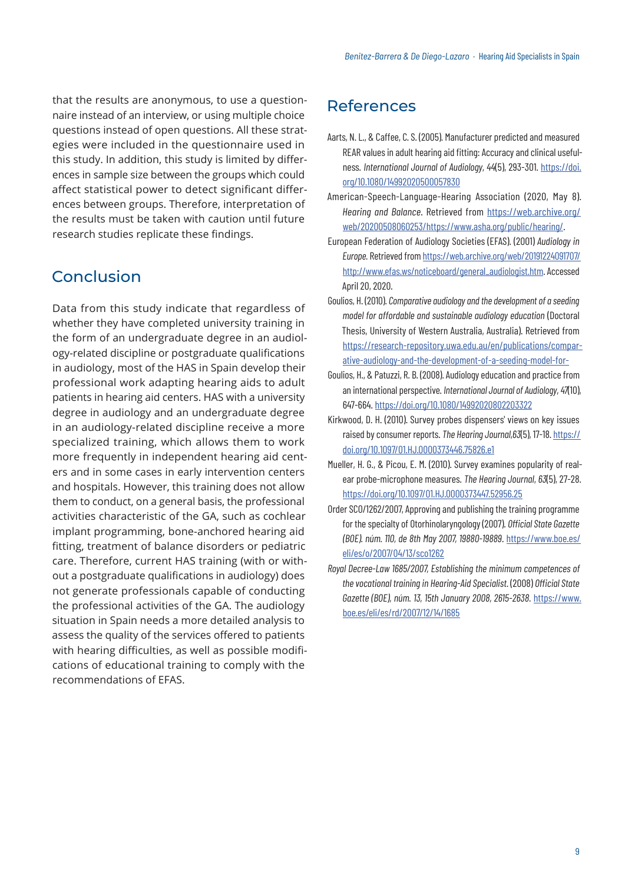that the results are anonymous, to use a questionnaire instead of an interview, or using multiple choice questions instead of open questions. All these strategies were included in the questionnaire used in this study. In addition, this study is limited by differences in sample size between the groups which could affect statistical power to detect significant differences between groups. Therefore, interpretation of the results must be taken with caution until future research studies replicate these findings.

## Conclusion

Data from this study indicate that regardless of whether they have completed university training in the form of an undergraduate degree in an audiology-related discipline or postgraduate qualifications in audiology, most of the HAS in Spain develop their professional work adapting hearing aids to adult patients in hearing aid centers. HAS with a university degree in audiology and an undergraduate degree in an audiology-related discipline receive a more specialized training, which allows them to work more frequently in independent hearing aid centers and in some cases in early intervention centers and hospitals. However, this training does not allow them to conduct, on a general basis, the professional activities characteristic of the GA, such as cochlear implant programming, bone-anchored hearing aid fitting, treatment of balance disorders or pediatric care. Therefore, current HAS training (with or without a postgraduate qualifications in audiology) does not generate professionals capable of conducting the professional activities of the GA. The audiology situation in Spain needs a more detailed analysis to assess the quality of the services offered to patients with hearing difficulties, as well as possible modifications of educational training to comply with the recommendations of EFAS.

## References

Aarts, N. L., & Caffee, C. S. (2005). Manufacturer predicted and measured REAR values in adult hearing aid fitting: Accuracy and clinical usefulness. *International Journal of Audiology*, *44*(5), 293-301. https://doi.org/10.1080/14992020500057830

American-Speech-Language-Hearing Association (2020, May 8). *Hearing and Balance*. Retrieved from https://web.archive.org/web/20200508060253/https://www.asha.org/public/hearing/.

European Federation of Audiology Societies (EFAS). (2001) *Audiology in Europe*. Retrieved from https://web.archive.org/web/20191224091707/http://www.efas.ws/noticeboard/general_audiologist.htm. Accessed April 20, 2020.

Goulios, H. (2010). *Comparative audiology and the development of a seeding model for affordable and sustainable audiology education* (Doctoral Thesis, University of Western Australia, Australia). Retrieved from https://research-repository.uwa.edu.au/en/publications/comparative-audiology-and-the-development-of-a-seeding-model-for-

Goulios, H., & Patuzzi, R. B. (2008). Audiology education and practice from an international perspective. *International Journal of Audiology*, *47*(10), 647-664. https://doi.org/10.1080/14992020802203322

Kirkwood, D. H. (2010). Survey probes dispensers' views on key issues raised by consumer reports. *The Hearing Journal*,*63*(5), 17-18. https://doi.org/10.1097/01.HJ.0000373446.75826.e1

Mueller, H. G., & Picou, E. M. (2010). Survey examines popularity of real-ear probe-microphone measures. *The Hearing Journal*, *63*(5), 27-28. https://doi.org/10.1097/01.HJ.0000373447.52956.25

Order SCO/1262/2007, Approving and publishing the training programme for the specialty of Otorhinolaryngology (2007). *Official State Gazette (BOE). núm. 110, de 8th May 2007, 19880-19889*. https://www.boe.es/eli/es/o/2007/04/13/sco1262

*Royal Decree-Law 1685/2007, Establishing the minimum competences of the vocational training in Hearing-Aid Specialist*. (2008) *Official State Gazette (BOE), núm. 13, 15th January 2008, 2615-2638*. https://www.boe.es/eli/es/rd/2007/12/14/1685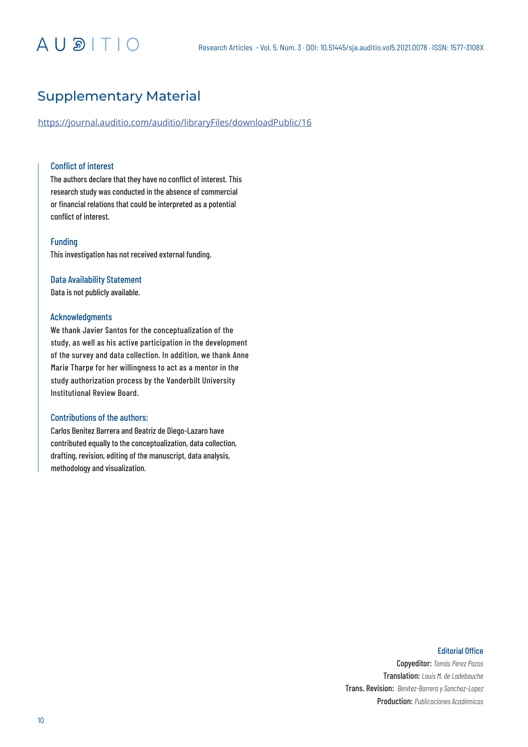## Supplementary Material

https://journal.auditio.com/auditio/libraryFiles/downloadPublic/16

### Conflict of interest

The authors declare that they have no conflict of interest. This research study was conducted in the absence of commercial or financial relations that could be interpreted as a potential conflict of interest.

### Funding

This investigation has not received external funding.

### Data Availability Statement

Data is not publicly available.

### Acknowledgments

We thank Javier Santos for the conceptualization of the study, as well as his active participation in the development of the survey and data collection. In addition, we thank Anne Marie Tharpe for her willingness to act as a mentor in the study authorization process by the Vanderbilt University Institutional Review Board.

### Contributions of the authors:

Carlos Benitez Barrera and Beatriz de Diego-Lazaro have contributed equally to the conceptualization, data collection, drafting, revision, editing of the manuscript, data analysis, methodology and visualization.

### Editorial Office

**Copyeditor:** *Tomás Pérez Pazos*
**Translation:** *Louis M. de Ladebauche*
**Trans. Revision:** *Benítez-Barrera y Sanchez-Lopez*
**Production:** *Publicaciones Académicas*